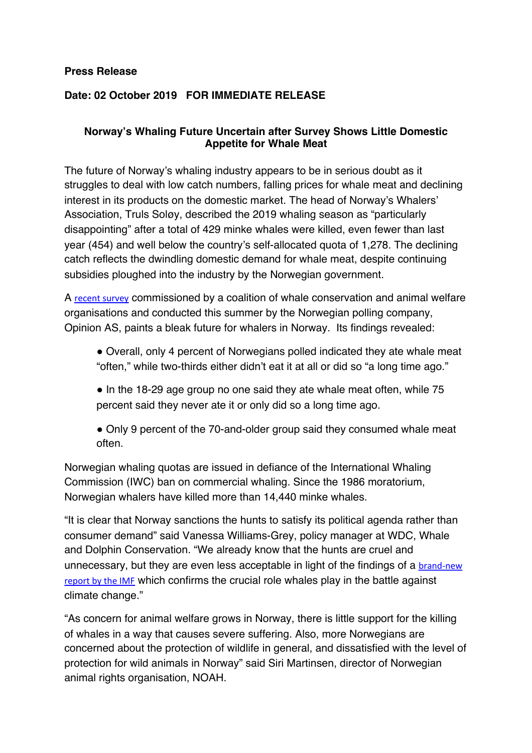**Press Release**

**Date: 02 October 2019   FOR IMMEDIATE RELEASE**

## Norway's Whaling Future Uncertain after Survey Shows Little Domestic Appetite for Whale Meat

The future of Norway's whaling industry appears to be in serious doubt as it struggles to deal with low catch numbers, falling prices for whale meat and declining interest in its products on the domestic market. The head of Norway's Whalers' Association, Truls Soløy, described the 2019 whaling season as "particularly disappointing" after a total of 429 minke whales were killed, even fewer than last year (454) and well below the country's self-allocated quota of 1,278. The declining catch reflects the dwindling domestic demand for whale meat, despite continuing subsidies ploughed into the industry by the Norwegian government.

A recent survey commissioned by a coalition of whale conservation and animal welfare organisations and conducted this summer by the Norwegian polling company, Opinion AS, paints a bleak future for whalers in Norway. Its findings revealed:

- Overall, only 4 percent of Norwegians polled indicated they ate whale meat "often," while two-thirds either didn't eat it at all or did so "a long time ago."
- In the 18-29 age group no one said they ate whale meat often, while 75 percent said they never ate it or only did so a long time ago.
- Only 9 percent of the 70-and-older group said they consumed whale meat often.

Norwegian whaling quotas are issued in defiance of the International Whaling Commission (IWC) ban on commercial whaling. Since the 1986 moratorium, Norwegian whalers have killed more than 14,440 minke whales.

"It is clear that Norway sanctions the hunts to satisfy its political agenda rather than consumer demand" said Vanessa Williams-Grey, policy manager at WDC, Whale and Dolphin Conservation. "We already know that the hunts are cruel and unnecessary, but they are even less acceptable in light of the findings of a brand-new report by the IMF which confirms the crucial role whales play in the battle against climate change."

"As concern for animal welfare grows in Norway, there is little support for the killing of whales in a way that causes severe suffering. Also, more Norwegians are concerned about the protection of wildlife in general, and dissatisfied with the level of protection for wild animals in Norway" said Siri Martinsen, director of Norwegian animal rights organisation, NOAH.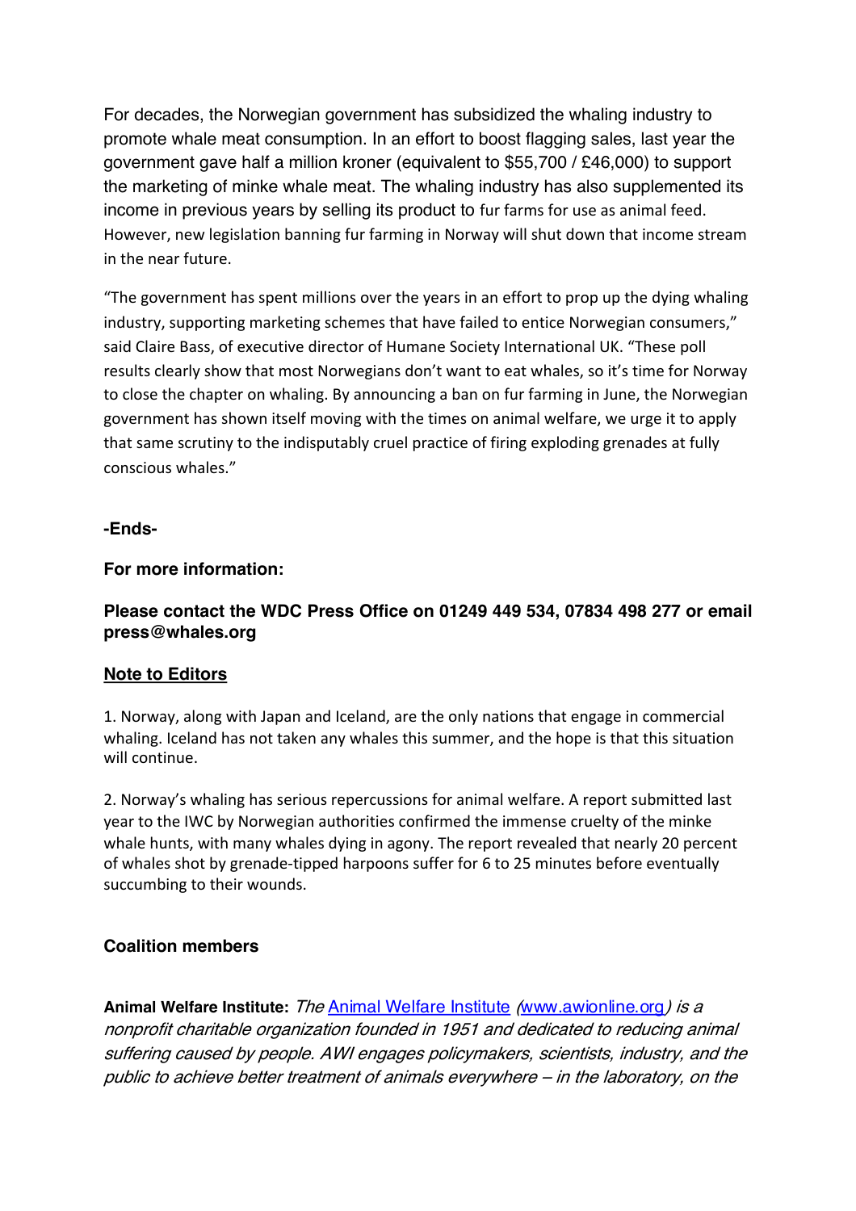For decades, the Norwegian government has subsidized the whaling industry to promote whale meat consumption. In an effort to boost flagging sales, last year the government gave half a million kroner (equivalent to $55,700 / £46,000) to support the marketing of minke whale meat. The whaling industry has also supplemented its income in previous years by selling its product to fur farms for use as animal feed. However, new legislation banning fur farming in Norway will shut down that income stream in the near future.

"The government has spent millions over the years in an effort to prop up the dying whaling industry, supporting marketing schemes that have failed to entice Norwegian consumers," said Claire Bass, of executive director of Humane Society International UK. "These poll results clearly show that most Norwegians don't want to eat whales, so it's time for Norway to close the chapter on whaling. By announcing a ban on fur farming in June, the Norwegian government has shown itself moving with the times on animal welfare, we urge it to apply that same scrutiny to the indisputably cruel practice of firing exploding grenades at fully conscious whales."

**-Ends-**

**For more information:**

**Please contact the WDC Press Office on 01249 449 534, 07834 498 277 or email press@whales.org**

**Note to Editors**

1. Norway, along with Japan and Iceland, are the only nations that engage in commercial whaling. Iceland has not taken any whales this summer, and the hope is that this situation will continue.

2. Norway's whaling has serious repercussions for animal welfare. A report submitted last year to the IWC by Norwegian authorities confirmed the immense cruelty of the minke whale hunts, with many whales dying in agony. The report revealed that nearly 20 percent of whales shot by grenade-tipped harpoons suffer for 6 to 25 minutes before eventually succumbing to their wounds.

**Coalition members**

**Animal Welfare Institute:** *The* [Animal Welfare Institute](http://www.awionline.org) *(*[www.awionline.org](http://www.awionline.org)*) is a nonprofit charitable organization founded in 1951 and dedicated to reducing animal suffering caused by people. AWI engages policymakers, scientists, industry, and the public to achieve better treatment of animals everywhere – in the laboratory, on the*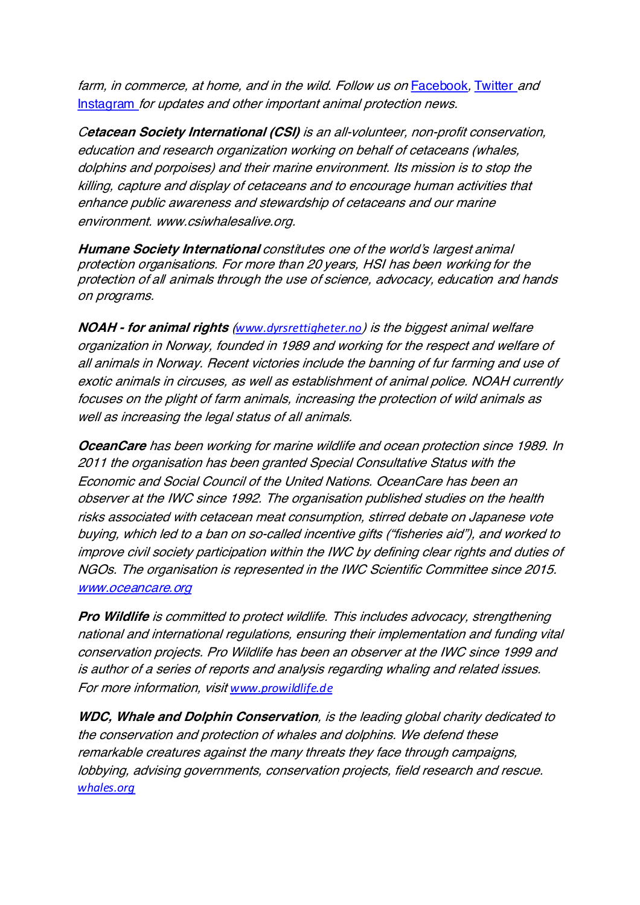*farm, in commerce, at home, and in the wild. Follow us on [Facebook](), [Twitter]() and [Instagram]() for updates and other important animal protection news.*

***Cetacean Society International (CSI)** is an all-volunteer, non-profit conservation, education and research organization working on behalf of cetaceans (whales, dolphins and porpoises) and their marine environment. Its mission is to stop the killing, capture and display of cetaceans and to encourage human activities that enhance public awareness and stewardship of cetaceans and our marine environment. www.csiwhalesalive.org.*

***Humane Society International** constitutes one of the world's largest animal protection organisations. For more than 20 years, HSI has been working for the protection of all animals through the use of science, advocacy, education and hands on programs.*

***NOAH - for animal rights** (www.dyrsrettigheter.no) is the biggest animal welfare organization in Norway, founded in 1989 and working for the respect and welfare of all animals in Norway. Recent victories include the banning of fur farming and use of exotic animals in circuses, as well as establishment of animal police. NOAH currently focuses on the plight of farm animals, increasing the protection of wild animals as well as increasing the legal status of all animals.*

***OceanCare** has been working for marine wildlife and ocean protection since 1989. In 2011 the organisation has been granted Special Consultative Status with the Economic and Social Council of the United Nations. OceanCare has been an observer at the IWC since 1992. The organisation published studies on the health risks associated with cetacean meat consumption, stirred debate on Japanese vote buying, which led to a ban on so-called incentive gifts ("fisheries aid"), and worked to improve civil society participation within the IWC by defining clear rights and duties of NGOs. The organisation is represented in the IWC Scientific Committee since 2015. www.oceancare.org*

***Pro Wildlife** is committed to protect wildlife. This includes advocacy, strengthening national and international regulations, ensuring their implementation and funding vital conservation projects. Pro Wildlife has been an observer at the IWC since 1999 and is author of a series of reports and analysis regarding whaling and related issues. For more information, visit www.prowildlife.de*

***WDC, Whale and Dolphin Conservation**, is the leading global charity dedicated to the conservation and protection of whales and dolphins. We defend these remarkable creatures against the many threats they face through campaigns, lobbying, advising governments, conservation projects, field research and rescue. whales.org*